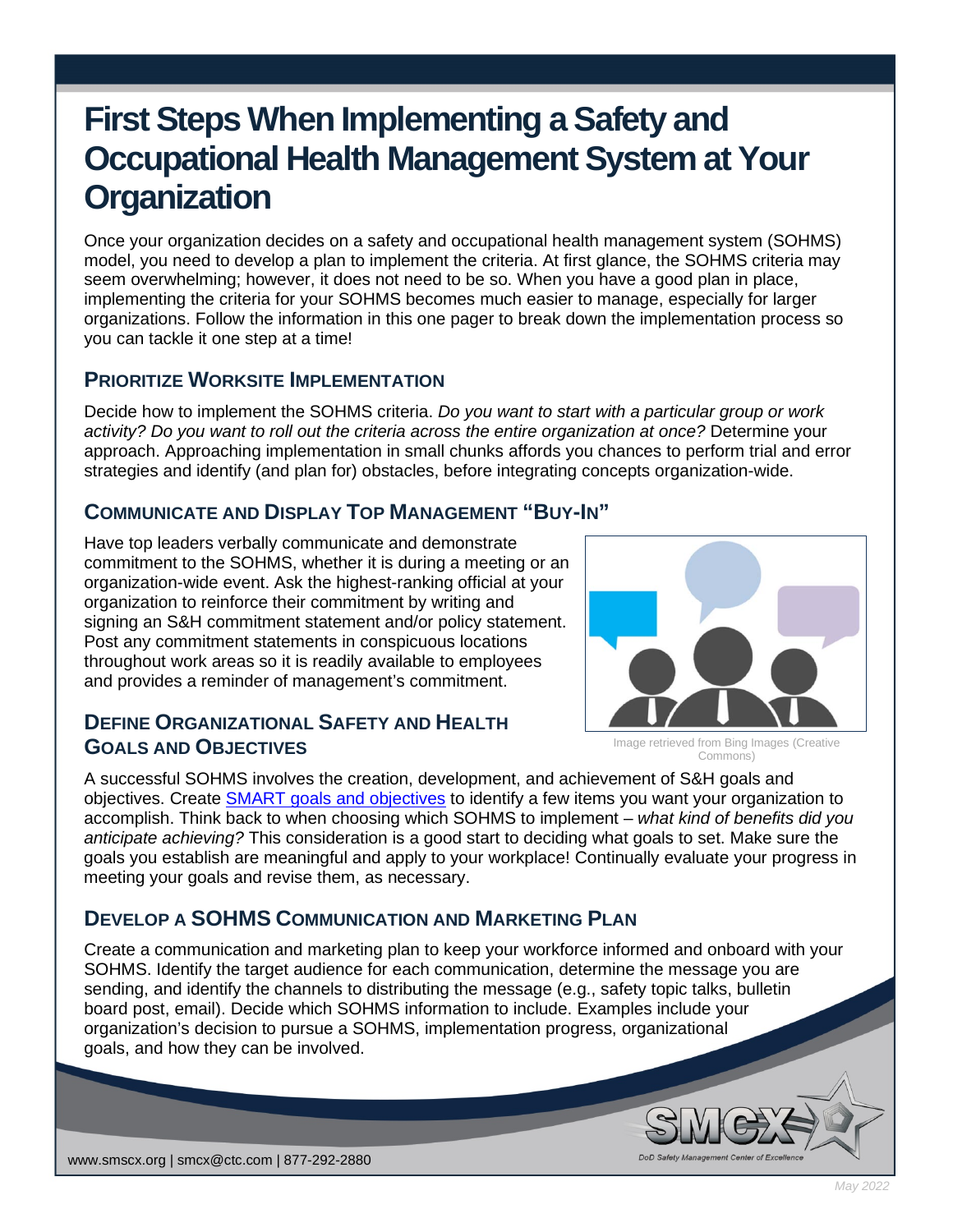# First Steps When Implementing a Safety and Occupational Health Management System at Your Organization

Once your organization decides on a safety and occupational health management system (SOHMS) model, you need to develop a plan to implement the criteria. At first glance, the SOHMS criteria may seem overwhelming; however, it does not need to be so. When you have a good plan in place, implementing the criteria for your SOHMS becomes much easier to manage, especially for larger organizations. Follow the information in this one pager to break down the implementation process so you can tackle it one step at a time!

## Prioritize Worksite Implementation

Decide how to implement the SOHMS criteria. *Do you want to start with a particular group or work activity? Do you want to roll out the criteria across the entire organization at once?* Determine your approach. Approaching implementation in small chunks affords you chances to perform trial and error strategies and identify (and plan for) obstacles, before integrating concepts organization-wide.

## Communicate and Display Top Management "Buy-In"

Have top leaders verbally communicate and demonstrate commitment to the SOHMS, whether it is during a meeting or an organization-wide event. Ask the highest-ranking official at your organization to reinforce their commitment by writing and signing an S&H commitment statement and/or policy statement. Post any commitment statements in conspicuous locations throughout work areas so it is readily available to employees and provides a reminder of management's commitment.

Image retrieved from Bing Images (Creative Commons)

## Define Organizational Safety and Health Goals and Objectives

A successful SOHMS involves the creation, development, and achievement of S&H goals and objectives. Create [SMART goals and objectives] to identify a few items you want your organization to accomplish. Think back to when choosing which SOHMS to implement – *what kind of benefits did you anticipate achieving?* This consideration is a good start to deciding what goals to set. Make sure the goals you establish are meaningful and apply to your workplace! Continually evaluate your progress in meeting your goals and revise them, as necessary.

## Develop a SOHMS Communication and Marketing Plan

Create a communication and marketing plan to keep your workforce informed and onboard with your SOHMS. Identify the target audience for each communication, determine the message you are sending, and identify the channels to distributing the message (e.g., safety topic talks, bulletin board post, email). Decide which SOHMS information to include. Examples include your organization's decision to pursue a SOHMS, implementation progress, organizational goals, and how they can be involved.

www.smscx.org | smcx@ctc.com | 877-292-2880

May 2022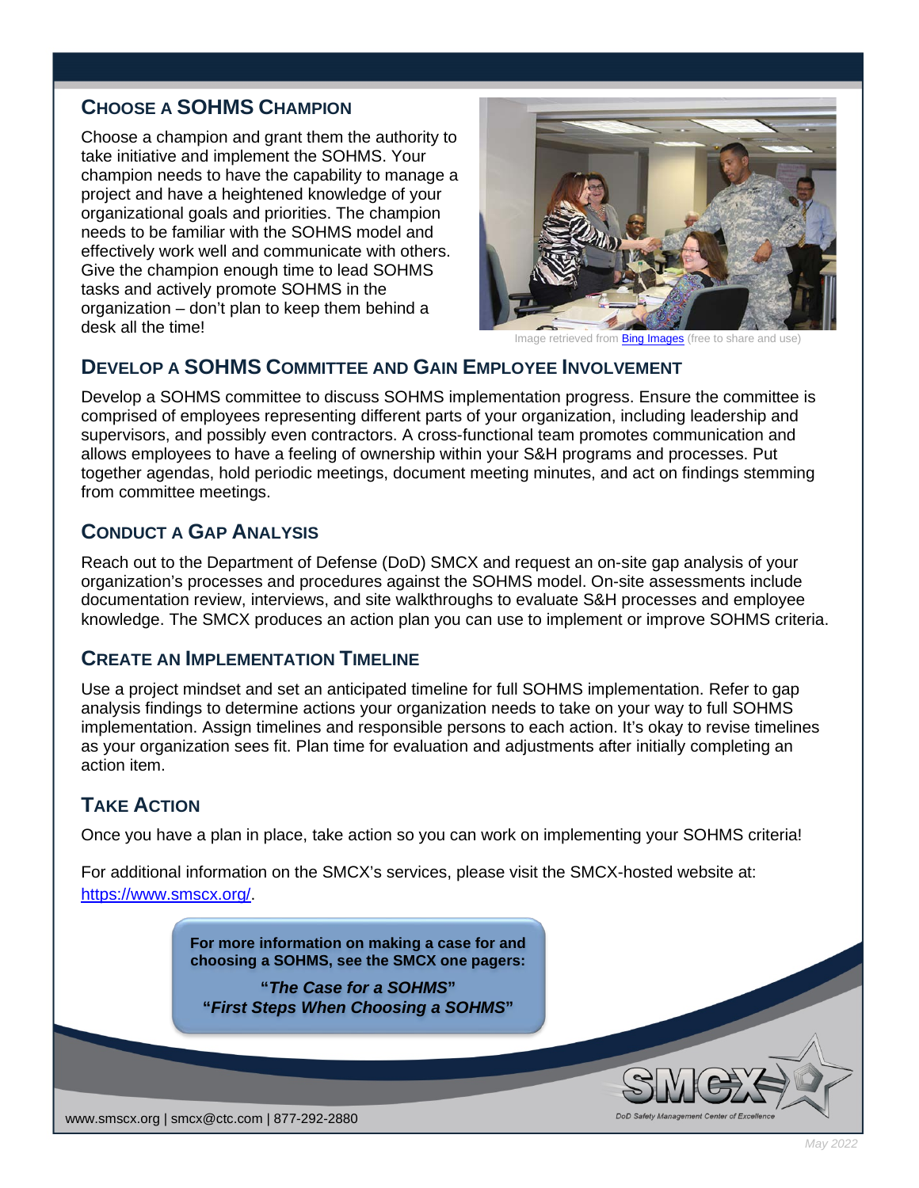## Choose a SOHMS Champion

Choose a champion and grant them the authority to take initiative and implement the SOHMS. Your champion needs to have the capability to manage a project and have a heightened knowledge of your organizational goals and priorities. The champion needs to be familiar with the SOHMS model and effectively work well and communicate with others. Give the champion enough time to lead SOHMS tasks and actively promote SOHMS in the organization – don't plan to keep them behind a desk all the time!

Image retrieved from [Bing Images](Bing Images) (free to share and use)

## Develop a SOHMS Committee and Gain Employee Involvement

Develop a SOHMS committee to discuss SOHMS implementation progress. Ensure the committee is comprised of employees representing different parts of your organization, including leadership and supervisors, and possibly even contractors. A cross-functional team promotes communication and allows employees to have a feeling of ownership within your S&H programs and processes. Put together agendas, hold periodic meetings, document meeting minutes, and act on findings stemming from committee meetings.

## Conduct a Gap Analysis

Reach out to the Department of Defense (DoD) SMCX and request an on-site gap analysis of your organization's processes and procedures against the SOHMS model. On-site assessments include documentation review, interviews, and site walkthroughs to evaluate S&H processes and employee knowledge. The SMCX produces an action plan you can use to implement or improve SOHMS criteria.

## Create an Implementation Timeline

Use a project mindset and set an anticipated timeline for full SOHMS implementation. Refer to gap analysis findings to determine actions your organization needs to take on your way to full SOHMS implementation. Assign timelines and responsible persons to each action. It's okay to revise timelines as your organization sees fit. Plan time for evaluation and adjustments after initially completing an action item.

## Take Action

Once you have a plan in place, take action so you can work on implementing your SOHMS criteria!

For additional information on the SMCX's services, please visit the SMCX-hosted website at: https://www.smscx.org/.

**For more information on making a case for and choosing a SOHMS, see the SMCX one pagers:**

**"*The Case for a SOHMS*"**
**"*First Steps When Choosing a SOHMS*"**

SMCX
DoD Safety Management Center of Excellence

www.smcx.org | smcx@ctc.com | 877-292-2880

*May 2022*